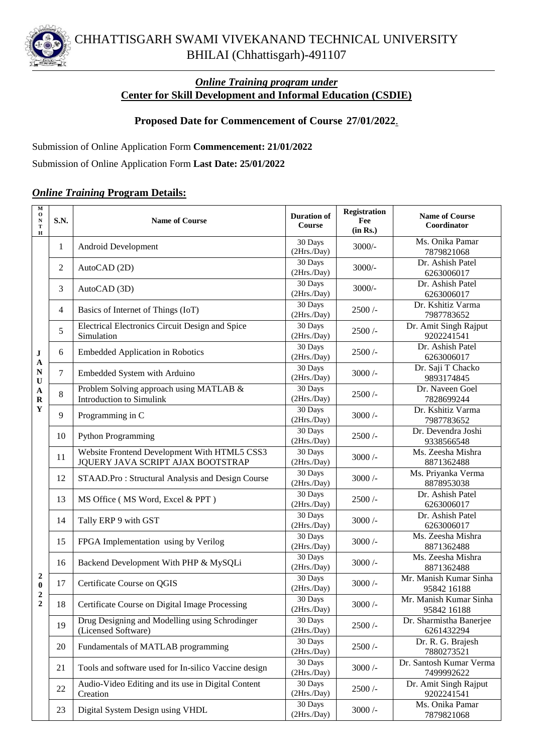# CHHATTISGARH SWAMI VIVEKANAND TECHNICAL UNIVERSITY
## BHILAI (Chhattisgarh)-491107

## *Online Training program under*
## Center for Skill Development and Informal Education (CSDIE)

### Proposed Date for Commencement of Course 27/01/2022.

Submission of Online Application Form **Commencement: 21/01/2022**

Submission of Online Application Form **Last Date: 25/01/2022**

## *Online Training* Program Details:

| MONTH | S.N. | Name of Course | Duration of Course | Registration Fee (in Rs.) | Name of Course Coordinator |
|---|---|---|---|---|---|
| JANUARY 2022 | 1 | Android Development | 30 Days (2Hrs./Day) | 3000/- | Ms. Onika Pamar 7879821068 |
| | 2 | AutoCAD (2D) | 30 Days (2Hrs./Day) | 3000/- | Dr. Ashish Patel 6263006017 |
| | 3 | AutoCAD (3D) | 30 Days (2Hrs./Day) | 3000/- | Dr. Ashish Patel 6263006017 |
| | 4 | Basics of Internet of Things (IoT) | 30 Days (2Hrs./Day) | 2500 /- | Dr. Kshitiz Varma 7987783652 |
| | 5 | Electrical Electronics Circuit Design and Spice Simulation | 30 Days (2Hrs./Day) | 2500 /- | Dr. Amit Singh Rajput 9202241541 |
| | 6 | Embedded Application in Robotics | 30 Days (2Hrs./Day) | 2500 /- | Dr. Ashish Patel 6263006017 |
| | 7 | Embedded System with Arduino | 30 Days (2Hrs./Day) | 3000 /- | Dr. Saji T Chacko 9893174845 |
| | 8 | Problem Solving approach using MATLAB & Introduction to Simulink | 30 Days (2Hrs./Day) | 2500 /- | Dr. Naveen Goel 7828699244 |
| | 9 | Programming in C | 30 Days (2Hrs./Day) | 3000 /- | Dr. Kshitiz Varma 7987783652 |
| | 10 | Python Programming | 30 Days (2Hrs./Day) | 2500 /- | Dr. Devendra Joshi 9338566548 |
| | 11 | Website Frontend Development With HTML5 CSS3 JQUERY JAVA SCRIPT AJAX BOOTSTRAP | 30 Days (2Hrs./Day) | 3000 /- | Ms. Zeesha Mishra 8871362488 |
| | 12 | STAAD.Pro : Structural Analysis and Design Course | 30 Days (2Hrs./Day) | 3000 /- | Ms. Priyanka Verma 8878953038 |
| | 13 | MS Office ( MS Word, Excel & PPT ) | 30 Days (2Hrs./Day) | 2500 /- | Dr. Ashish Patel 6263006017 |
| | 14 | Tally ERP 9 with GST | 30 Days (2Hrs./Day) | 3000 /- | Dr. Ashish Patel 6263006017 |
| | 15 | FPGA Implementation using by Verilog | 30 Days (2Hrs./Day) | 3000 /- | Ms. Zeesha Mishra 8871362488 |
| | 16 | Backend Development With PHP & MySQLi | 30 Days (2Hrs./Day) | 3000 /- | Ms. Zeesha Mishra 8871362488 |
| | 17 | Certificate Course on QGIS | 30 Days (2Hrs./Day) | 3000 /- | Mr. Manish Kumar Sinha 95842 16188 |
| | 18 | Certificate Course on Digital Image Processing | 30 Days (2Hrs./Day) | 3000 /- | Mr. Manish Kumar Sinha 95842 16188 |
| | 19 | Drug Designing and Modelling using Schrodinger (Licensed Software) | 30 Days (2Hrs./Day) | 2500 /- | Dr. Sharmistha Banerjee 6261432294 |
| | 20 | Fundamentals of MATLAB programming | 30 Days (2Hrs./Day) | 2500 /- | Dr. R. G. Brajesh 7880273521 |
| | 21 | Tools and software used for In-silico Vaccine design | 30 Days (2Hrs./Day) | 3000 /- | Dr. Santosh Kumar Verma 7499992622 |
| | 22 | Audio-Video Editing and its use in Digital Content Creation | 30 Days (2Hrs./Day) | 2500 /- | Dr. Amit Singh Rajput 9202241541 |
| | 23 | Digital System Design using VHDL | 30 Days (2Hrs./Day) | 3000 /- | Ms. Onika Pamar 7879821068 |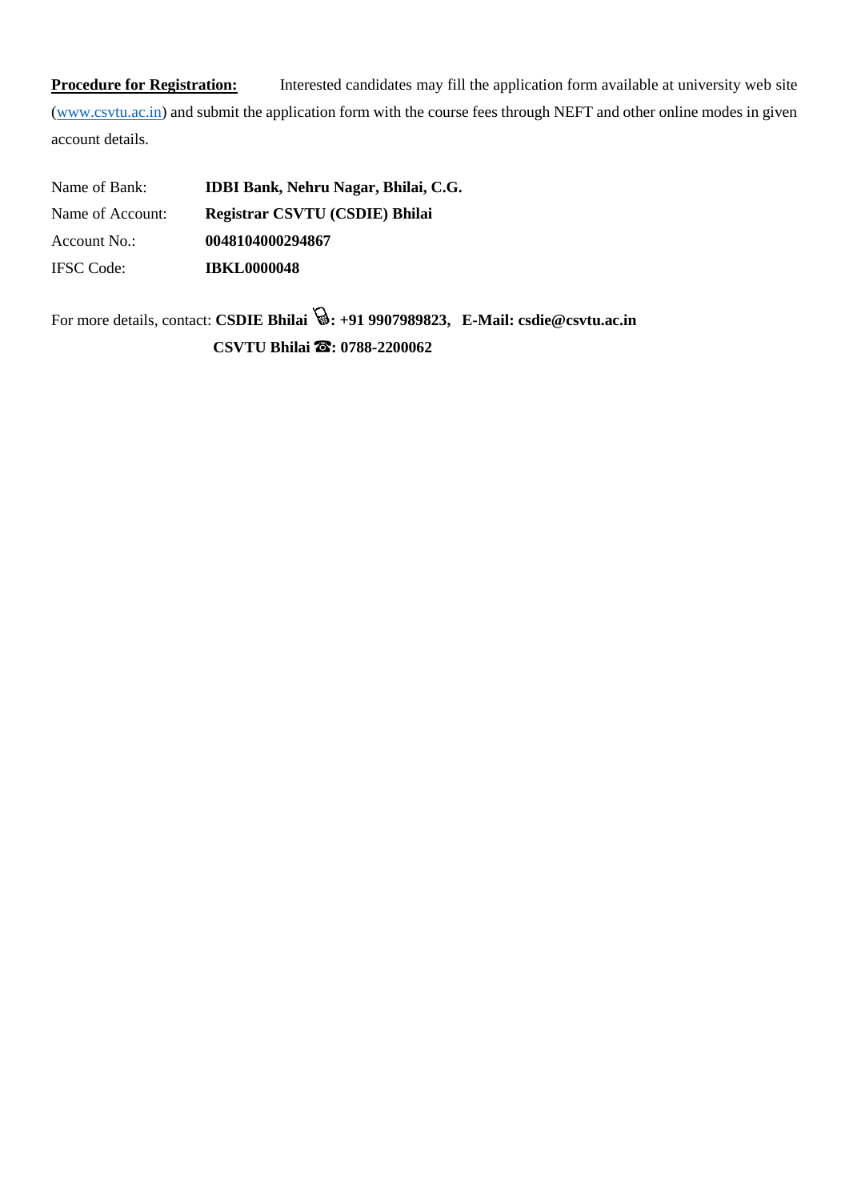**<u>Procedure for Registration:</u>** Interested candidates may fill the application form available at university web site (www.csvtu.ac.in) and submit the application form with the course fees through NEFT and other online modes in given account details.

| | |
|---|---|
| Name of Bank: | **IDBI Bank, Nehru Nagar, Bhilai, C.G.** |
| Name of Account: | **Registrar CSVTU (CSDIE) Bhilai** |
| Account No.: | **0048104000294867** |
| IFSC Code: | **IBKL0000048** |

For more details, contact: **CSDIE Bhilai 📱: +91 9907989823, E-Mail: csdie@csvtu.ac.in**

**CSVTU Bhilai ☎: 0788-2200062**